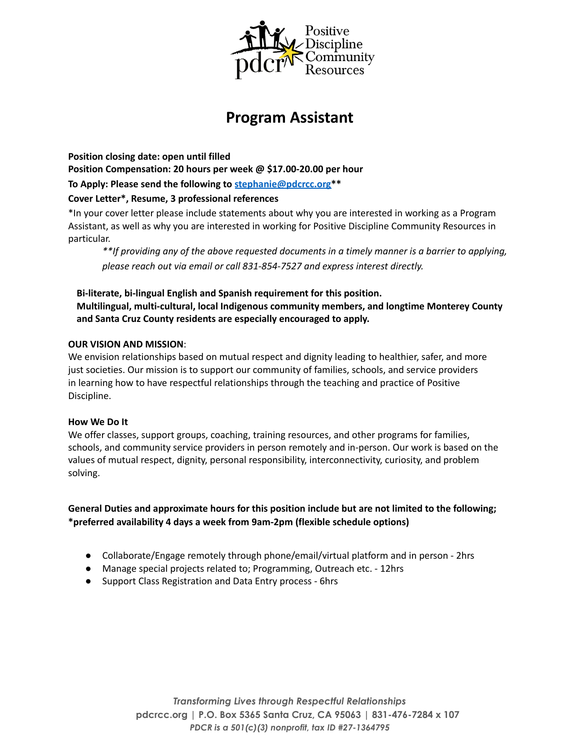Positive Discipline Community Resources

# Program Assistant

**Position closing date: open until filled**

**Position Compensation: 20 hours per week @ $17.00-20.00 per hour**

**To Apply: Please send the following to stephanie@pdcrcc.org****

**Cover Letter*, Resume, 3 professional references**

*In your cover letter please include statements about why you are interested in working as a Program Assistant, as well as why you are interested in working for Positive Discipline Community Resources in particular.

> ***If providing any of the above requested documents in a timely manner is a barrier to applying, please reach out via email or call 831-854-7527 and express interest directly.*

**Bi-literate, bi-lingual English and Spanish requirement for this position.**
**Multilingual, multi-cultural, local Indigenous community members, and longtime Monterey County and Santa Cruz County residents are especially encouraged to apply.**

**OUR VISION AND MISSION**:
We envision relationships based on mutual respect and dignity leading to healthier, safer, and more just societies. Our mission is to support our community of families, schools, and service providers in learning how to have respectful relationships through the teaching and practice of Positive Discipline.

**How We Do It**
We offer classes, support groups, coaching, training resources, and other programs for families, schools, and community service providers in person remotely and in-person. Our work is based on the values of mutual respect, dignity, personal responsibility, interconnectivity, curiosity, and problem solving.

**General Duties and approximate hours for this position include but are not limited to the following; *preferred availability 4 days a week from 9am-2pm (flexible schedule options)**

- Collaborate/Engage remotely through phone/email/virtual platform and in person - 2hrs
- Manage special projects related to; Programming, Outreach etc. - 12hrs
- Support Class Registration and Data Entry process - 6hrs

*Transforming Lives through Respectful Relationships*
**pdcrcc.org | P.O. Box 5365 Santa Cruz, CA 95063 | 831-476-7284 x 107**
***PDCR is a 501(c)(3) nonprofit, tax ID #27-1364795***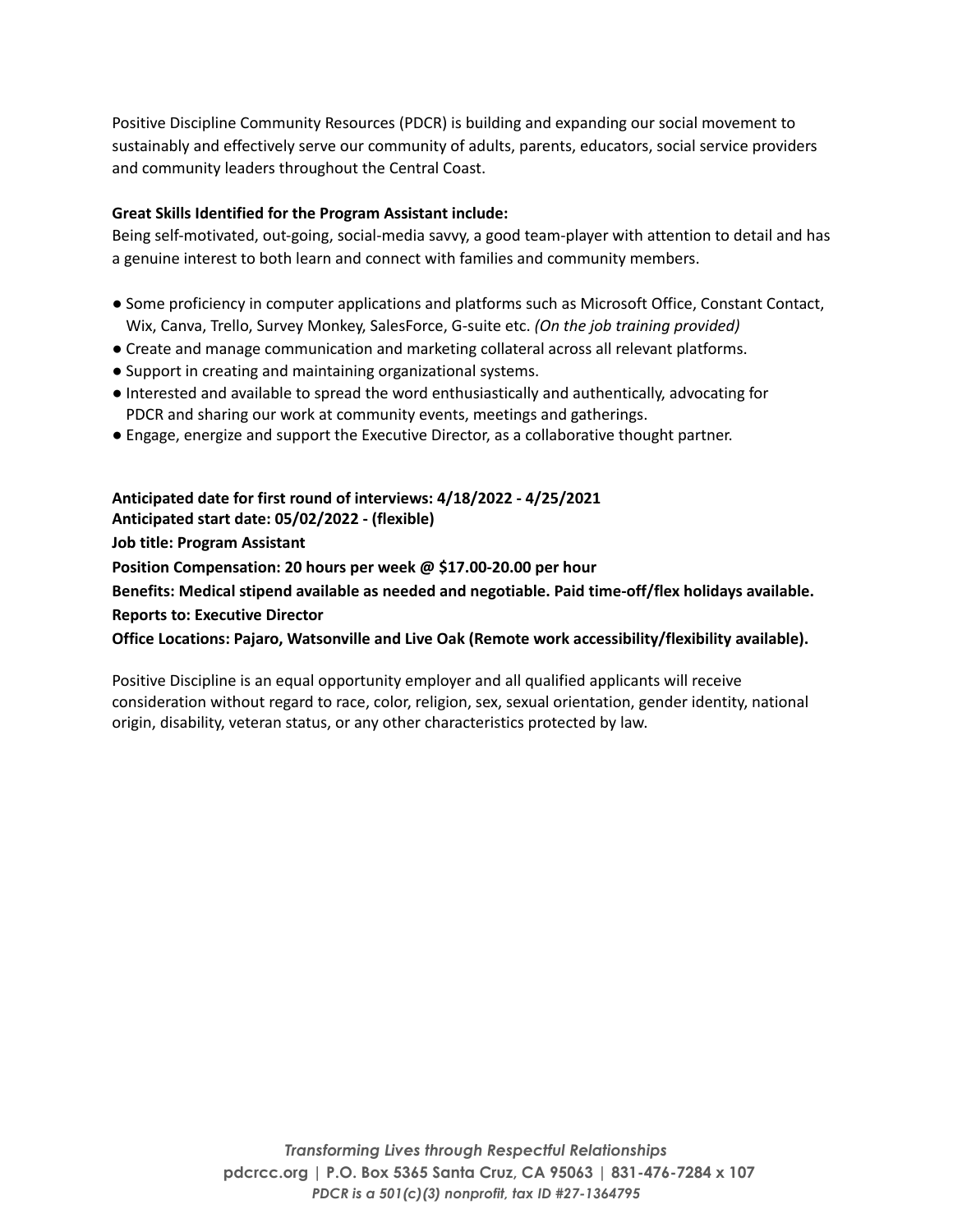Positive Discipline Community Resources (PDCR) is building and expanding our social movement to sustainably and effectively serve our community of adults, parents, educators, social service providers and community leaders throughout the Central Coast.

**Great Skills Identified for the Program Assistant include:**
Being self-motivated, out-going, social-media savvy, a good team-player with attention to detail and has a genuine interest to both learn and connect with families and community members.

- Some proficiency in computer applications and platforms such as Microsoft Office, Constant Contact, Wix, Canva, Trello, Survey Monkey, SalesForce, G-suite etc. *(On the job training provided)*
- Create and manage communication and marketing collateral across all relevant platforms.
- Support in creating and maintaining organizational systems.
- Interested and available to spread the word enthusiastically and authentically, advocating for PDCR and sharing our work at community events, meetings and gatherings.
- Engage, energize and support the Executive Director, as a collaborative thought partner.

**Anticipated date for first round of interviews: 4/18/2022 - 4/25/2021**
**Anticipated start date: 05/02/2022 - (flexible)**
**Job title: Program Assistant**
**Position Compensation: 20 hours per week @ $17.00-20.00 per hour**
**Benefits: Medical stipend available as needed and negotiable. Paid time-off/flex holidays available.**
**Reports to: Executive Director**
**Office Locations: Pajaro, Watsonville and Live Oak (Remote work accessibility/flexibility available).**

Positive Discipline is an equal opportunity employer and all qualified applicants will receive consideration without regard to race, color, religion, sex, sexual orientation, gender identity, national origin, disability, veteran status, or any other characteristics protected by law.

*Transforming Lives through Respectful Relationships*
**pdcrcc.org | P.O. Box 5365 Santa Cruz, CA 95063 | 831-476-7284 x 107**
***PDCR is a 501(c)(3) nonprofit, tax ID #27-1364795***